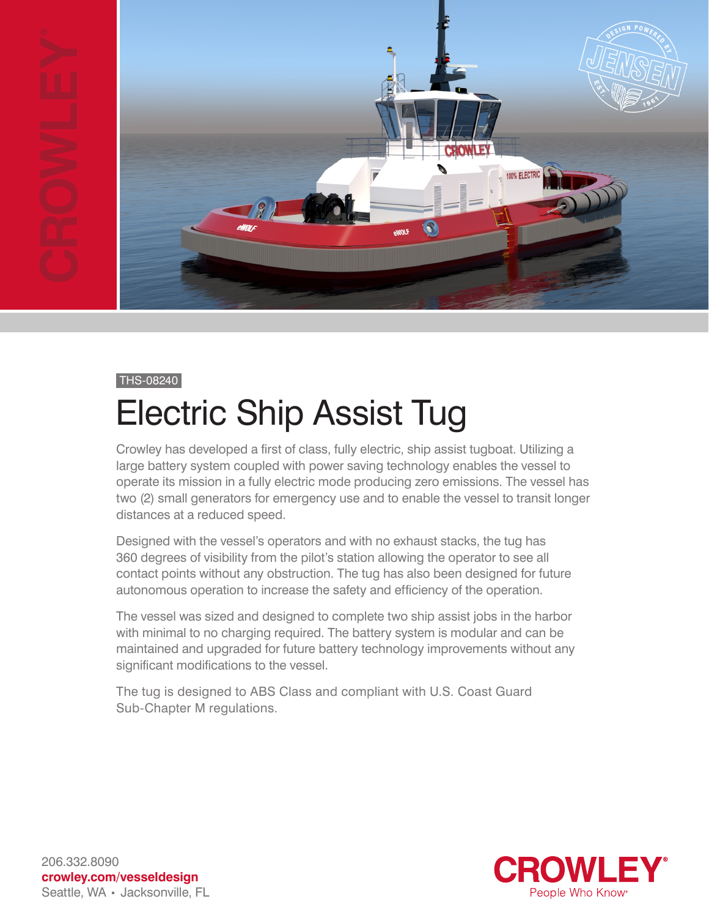THS-08240

# Electric Ship Assist Tug

Crowley has developed a first of class, fully electric, ship assist tugboat. Utilizing a large battery system coupled with power saving technology enables the vessel to operate its mission in a fully electric mode producing zero emissions. The vessel has two (2) small generators for emergency use and to enable the vessel to transit longer distances at a reduced speed.

Designed with the vessel's operators and with no exhaust stacks, the tug has 360 degrees of visibility from the pilot's station allowing the operator to see all contact points without any obstruction. The tug has also been designed for future autonomous operation to increase the safety and efficiency of the operation.

The vessel was sized and designed to complete two ship assist jobs in the harbor with minimal to no charging required. The battery system is modular and can be maintained and upgraded for future battery technology improvements without any significant modifications to the vessel.

The tug is designed to ABS Class and compliant with U.S. Coast Guard Sub-Chapter M regulations.

206.332.8090
**crowley.com/vesseldesign**
Seattle, WA ▪ Jacksonville, FL

CROWLEY®
People Who Know®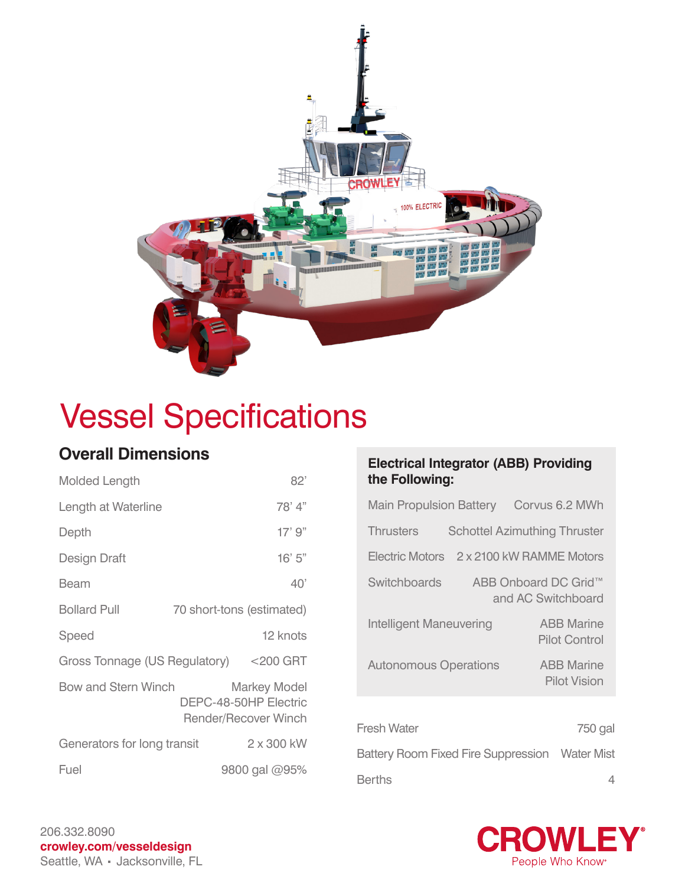# Vessel Specifications

## Overall Dimensions

| | |
|---|---|
| Molded Length | 82' |
| Length at Waterline | 78' 4" |
| Depth | 17' 9" |
| Design Draft | 16' 5" |
| Beam | 40' |
| Bollard Pull | 70 short-tons (estimated) |
| Speed | 12 knots |
| Gross Tonnage (US Regulatory) | <200 GRT |
| Bow and Stern Winch | Markey Model DEPC-48-50HP Electric Render/Recover Winch |
| Generators for long transit | 2 x 300 kW |
| Fuel | 9800 gal @95% |

### Electrical Integrator (ABB) Providing the Following:

| | |
|---|---|
| Main Propulsion Battery | Corvus 6.2 MWh |
| Thrusters | Schottel Azimuthing Thruster |
| Electric Motors | 2 x 2100 kW RAMME Motors |
| Switchboards | ABB Onboard DC Grid™ and AC Switchboard |
| Intelligent Maneuvering | ABB Marine Pilot Control |
| Autonomous Operations | ABB Marine Pilot Vision |

| | |
|---|---|
| Fresh Water | 750 gal |
| Battery Room Fixed Fire Suppression | Water Mist |
| Berths | 4 |

206.332.8090
**crowley.com/vesseldesign**
Seattle, WA ▪ Jacksonville, FL

**CROWLEY**®
People Who Know®